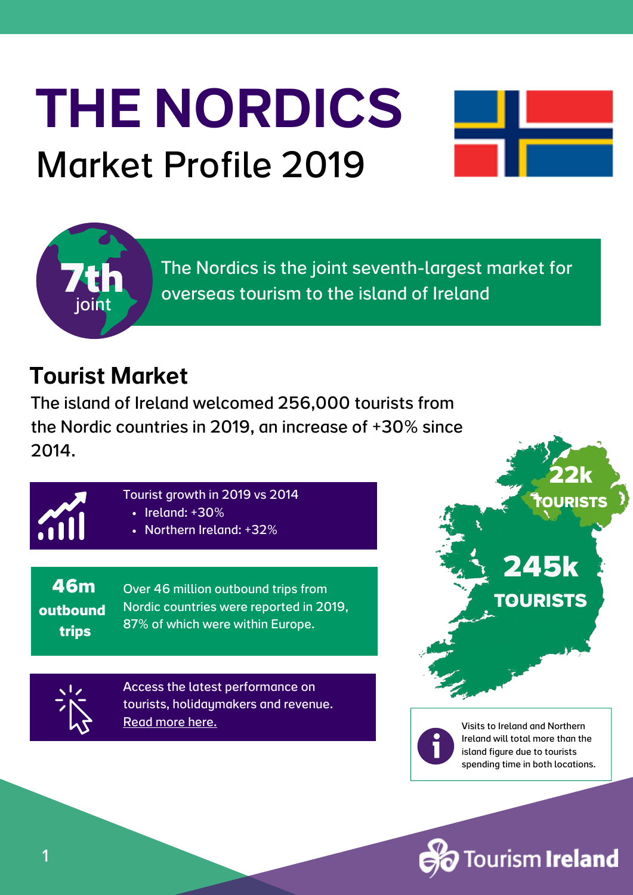# THE NORDICS

## Market Profile 2019

**7th** joint

The Nordics is the joint seventh-largest market for overseas tourism to the island of Ireland

## Tourist Market

The island of Ireland welcomed 256,000 tourists from the Nordic countries in 2019, an increase of +30% since 2014.

Tourist growth in 2019 vs 2014

- Ireland: +30%
- Northern Ireland: +32%

**46m outbound trips**

Over 46 million outbound trips from Nordic countries were reported in 2019, 87% of which were within Europe.

Access the latest performance on tourists, holidaymakers and revenue. Read more here.

**22k TOURISTS**

**245k TOURISTS**

Visits to Ireland and Northern Ireland will total more than the island figure due to tourists spending time in both locations.

Tourism Ireland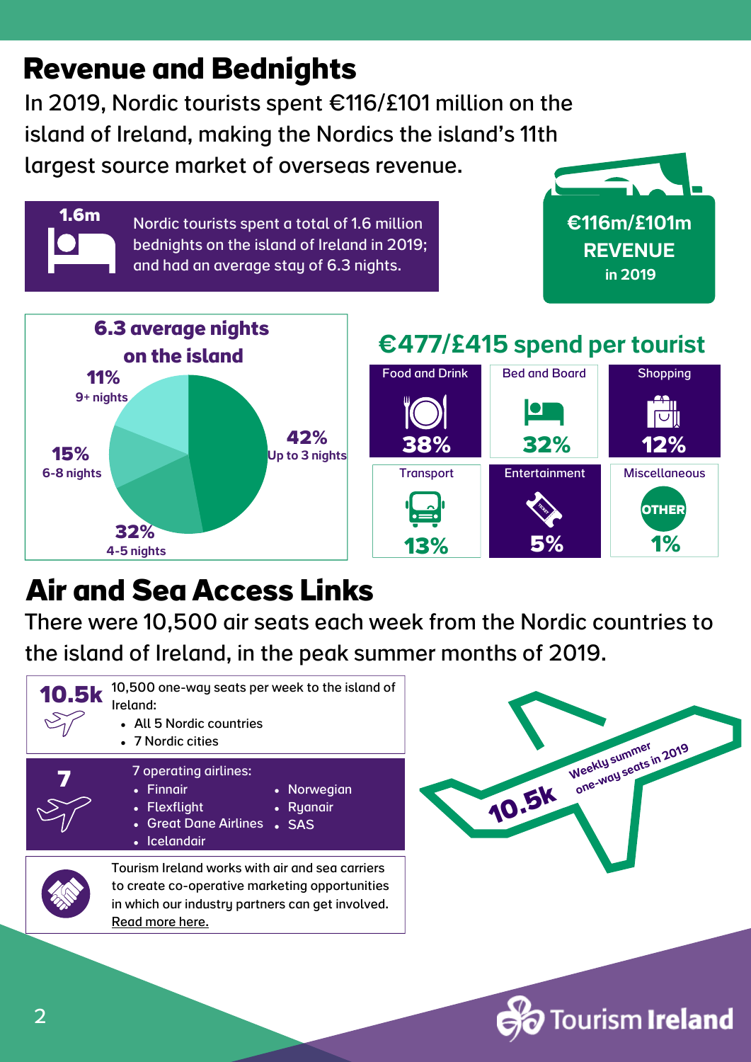## Revenue and Bednights

In 2019, Nordic tourists spent €116/£101 million on the island of Ireland, making the Nordics the island's 11th largest source market of overseas revenue.

**1.6m**

Nordic tourists spent a total of 1.6 million bednights on the island of Ireland in 2019; and had an average stay of 6.3 nights.

**€116m/£101m REVENUE in 2019**

### 6.3 average nights on the island

- 42% Up to 3 nights
- 32% 4-5 nights
- 15% 6-8 nights
- 11% 9+ nights

### €477/£415 spend per tourist

| Category | Share |
|---|---|
| Food and Drink | 38% |
| Bed and Board | 32% |
| Shopping | 12% |
| Transport | 13% |
| Entertainment | 5% |
| Miscellaneous | 1% |

## Air and Sea Access Links

There were 10,500 air seats each week from the Nordic countries to the island of Ireland, in the peak summer months of 2019.

**10.5k** 10,500 one-way seats per week to the island of Ireland:

- All 5 Nordic countries
- 7 Nordic cities

**7** 7 operating airlines:

- Finnair
- Flexflight
- Great Dane Airlines
- Icelandair
- Norwegian
- Ryanair
- SAS

Tourism Ireland works with air and sea carriers to create co-operative marketing opportunities in which our industry partners can get involved. Read more here.

**10.5k** Weekly summer one-way seats in 2019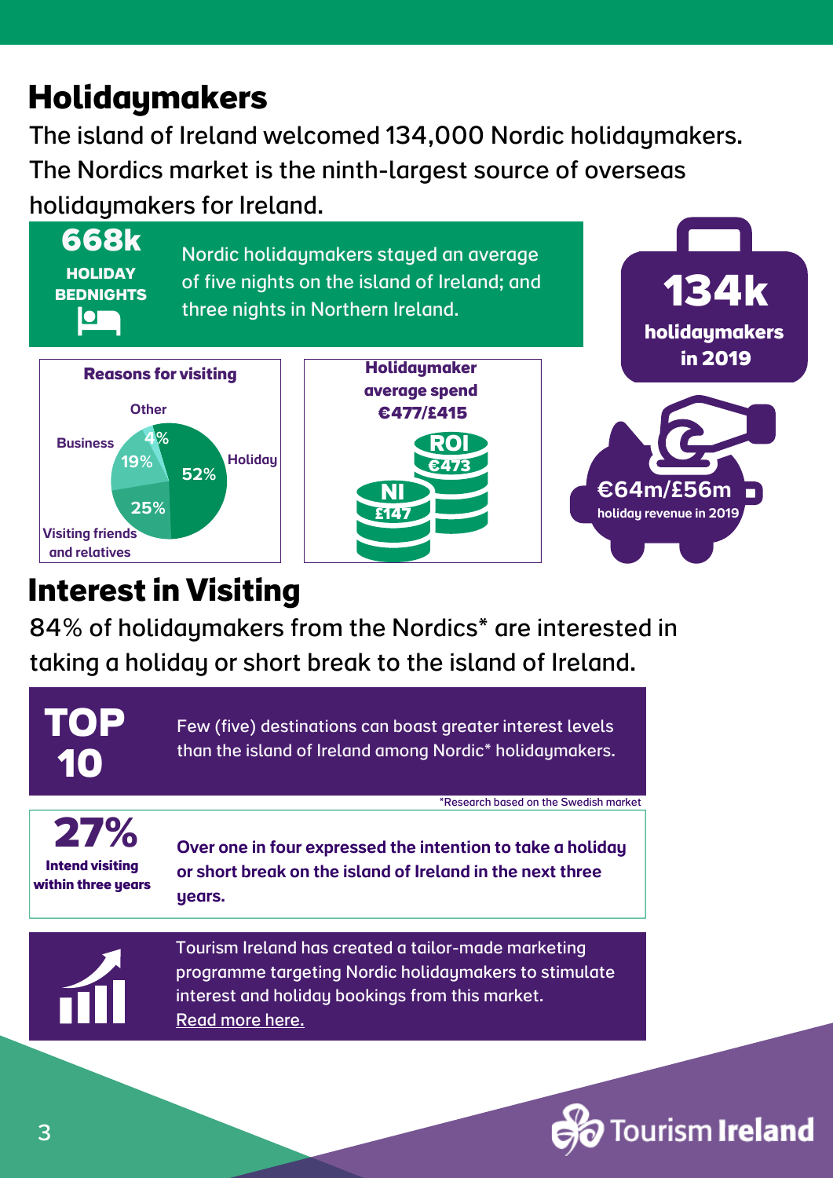# Holidaymakers

The island of Ireland welcomed 134,000 Nordic holidaymakers. The Nordics market is the ninth-largest source of overseas holidaymakers for Ireland.

**668k**
**HOLIDAY BEDNIGHTS**

Nordic holidaymakers stayed an average of five nights on the island of Ireland; and three nights in Northern Ireland.

**134k**
**holidaymakers in 2019**

**Reasons for visiting**

| Reason | Share |
| --- | --- |
| Holiday | 52% |
| Visiting friends and relatives | 25% |
| Business | 19% |
| Other | 4% |

**Holidaymaker average spend €477/£415**

- ROI €473
- NI £147

**€64m/£56m**
**holiday revenue in 2019**

# Interest in Visiting

84% of holidaymakers from the Nordics* are interested in taking a holiday or short break to the island of Ireland.

**TOP 10**

Few (five) destinations can boast greater interest levels than the island of Ireland among Nordic* holidaymakers.

*Research based on the Swedish market

**27%**
**Intend visiting within three years**

**Over one in four expressed the intention to take a holiday or short break on the island of Ireland in the next three years.**

Tourism Ireland has created a tailor-made marketing programme targeting Nordic holidaymakers to stimulate interest and holiday bookings from this market.
Read more here.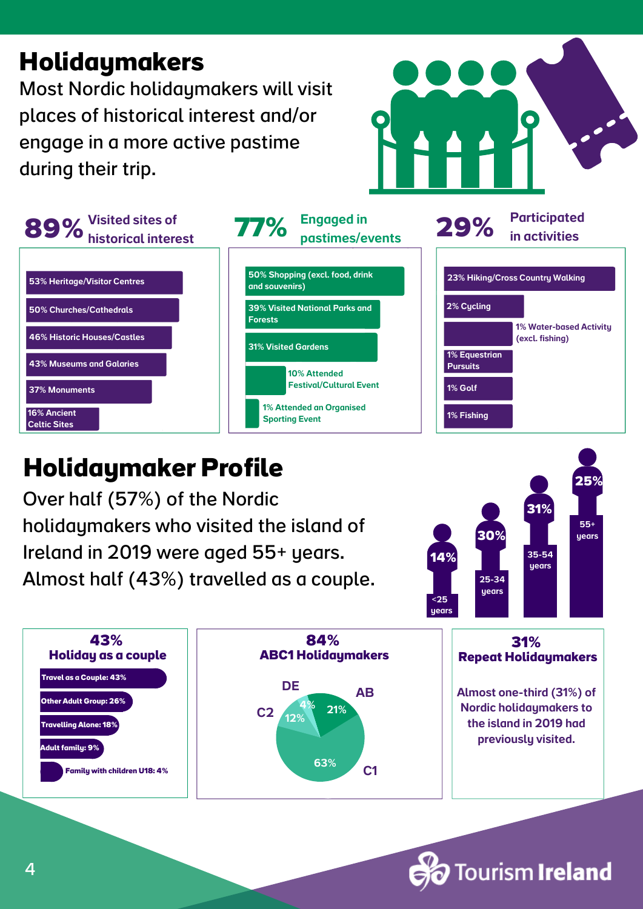# Holidaymakers

Most Nordic holidaymakers will visit places of historical interest and/or engage in a more active pastime during their trip.

### 89% Visited sites of historical interest

- 53% Heritage/Visitor Centres
- 50% Churches/Cathedrals
- 46% Historic Houses/Castles
- 43% Museums and Galaries
- 37% Monuments
- 16% Ancient Celtic Sites

### 77% Engaged in pastimes/events

- 50% Shopping (excl. food, drink and souvenirs)
- 39% Visited National Parks and Forests
- 31% Visited Gardens
- 10% Attended Festival/Cultural Event
- 1% Attended an Organised Sporting Event

### 29% Participated in activities

- 23% Hiking/Cross Country Walking
- 2% Cycling
- 1% Water-based Activity (excl. fishing)
- 1% Equestrian Pursuits
- 1% Golf
- 1% Fishing

# Holidaymaker Profile

Over half (57%) of the Nordic holidaymakers who visited the island of Ireland in 2019 were aged 55+ years. Almost half (43%) travelled as a couple.

| Age | % |
|---|---|
| <25 years | 14% |
| 25-34 years | 30% |
| 35-54 years | 31% |
| 55+ years | 25% |

### 43% Holiday as a couple

- Travel as a Couple: 43%
- Other Adult Group: 26%
- Travelling Alone: 18%
- Adult family: 9%
- Family with children U18: 4%

### 84% ABC1 Holidaymakers

| Social class | % |
|---|---|
| AB | 21% |
| C1 | 63% |
| C2 | 12% |
| DE | 4% |

### 31% Repeat Holidaymakers

Almost one-third (31%) of Nordic holidaymakers to the island in 2019 had previously visited.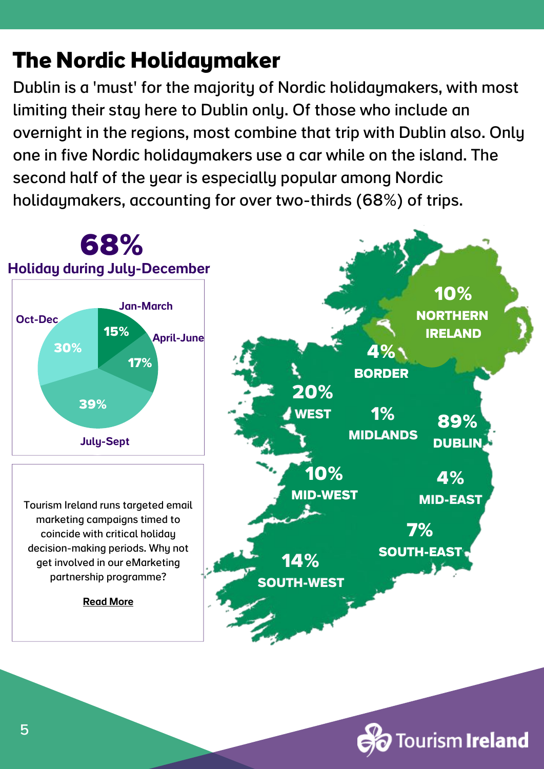# The Nordic Holidaymaker

Dublin is a 'must' for the majority of Nordic holidaymakers, with most limiting their stay here to Dublin only. Of those who include an overnight in the regions, most combine that trip with Dublin also. Only one in five Nordic holidaymakers use a car while on the island. The second half of the year is especially popular among Nordic holidaymakers, accounting for over two-thirds (68%) of trips.

**68%**

**Holiday during July-December**

| Period | Share |
| --- | --- |
| Jan-March | 15% |
| April-June | 17% |
| July-Sept | 39% |
| Oct-Dec | 30% |

Tourism Ireland runs targeted email marketing campaigns timed to coincide with critical holiday decision-making periods. Why not get involved in our eMarketing partnership programme?

**Read More**

| Region | Share |
| --- | --- |
| Northern Ireland | 10% |
| Border | 4% |
| West | 20% |
| Midlands | 1% |
| Dublin | 89% |
| Mid-West | 10% |
| Mid-East | 4% |
| South-East | 7% |
| South-West | 14% |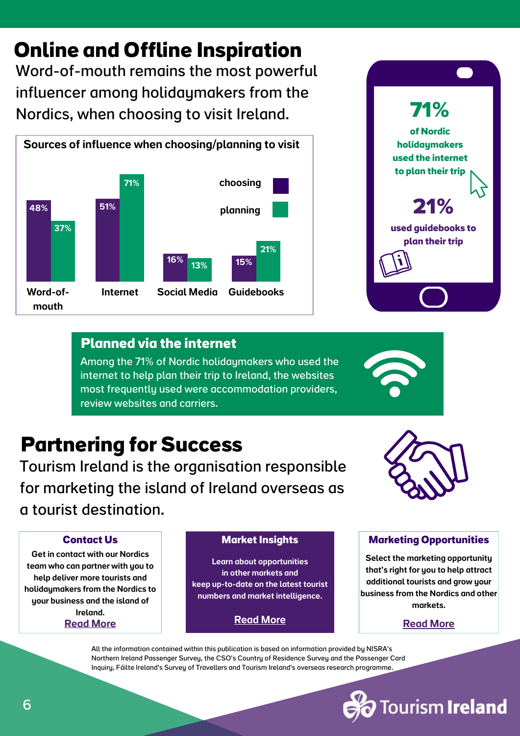# Online and Offline Inspiration

Word-of-mouth remains the most powerful influencer among holidaymakers from the Nordics, when choosing to visit Ireland.

**Sources of influence when choosing/planning to visit**

choosing
planning

Word-of-mouth: 48% 37%
Internet: 51% 71%
Social Media: 16% 13%
Guidebooks: 15% 21%

**71%**
**of Nordic holidaymakers used the internet to plan their trip**

**21%**
**used guidebooks to plan their trip**

## Planned via the internet

Among the 71% of Nordic holidaymakers who used the internet to help plan their trip to Ireland, the websites most frequently used were accommodation providers, review websites and carriers.

# Partnering for Success

Tourism Ireland is the organisation responsible for marketing the island of Ireland overseas as a tourist destination.

### Contact Us

Get in contact with our Nordics team who can partner with you to help deliver more tourists and holidaymakers from the Nordics to your business and the island of Ireland.

Read More

### Market Insights

Learn about opportunities in other markets and keep up-to-date on the latest tourist numbers and market intelligence.

Read More

### Marketing Opportunities

Select the marketing opportunity that's right for you to help attract additional tourists and grow your business from the Nordics and other markets.

Read More

All the information contained within this publication is based on information provided by NISRA's Northern Ireland Passenger Survey, the CSO's Country of Residence Survey and the Passenger Card Inquiry, Fáilte Ireland's Survey of Travellers and Tourism Ireland's overseas research programme.

Tourism Ireland